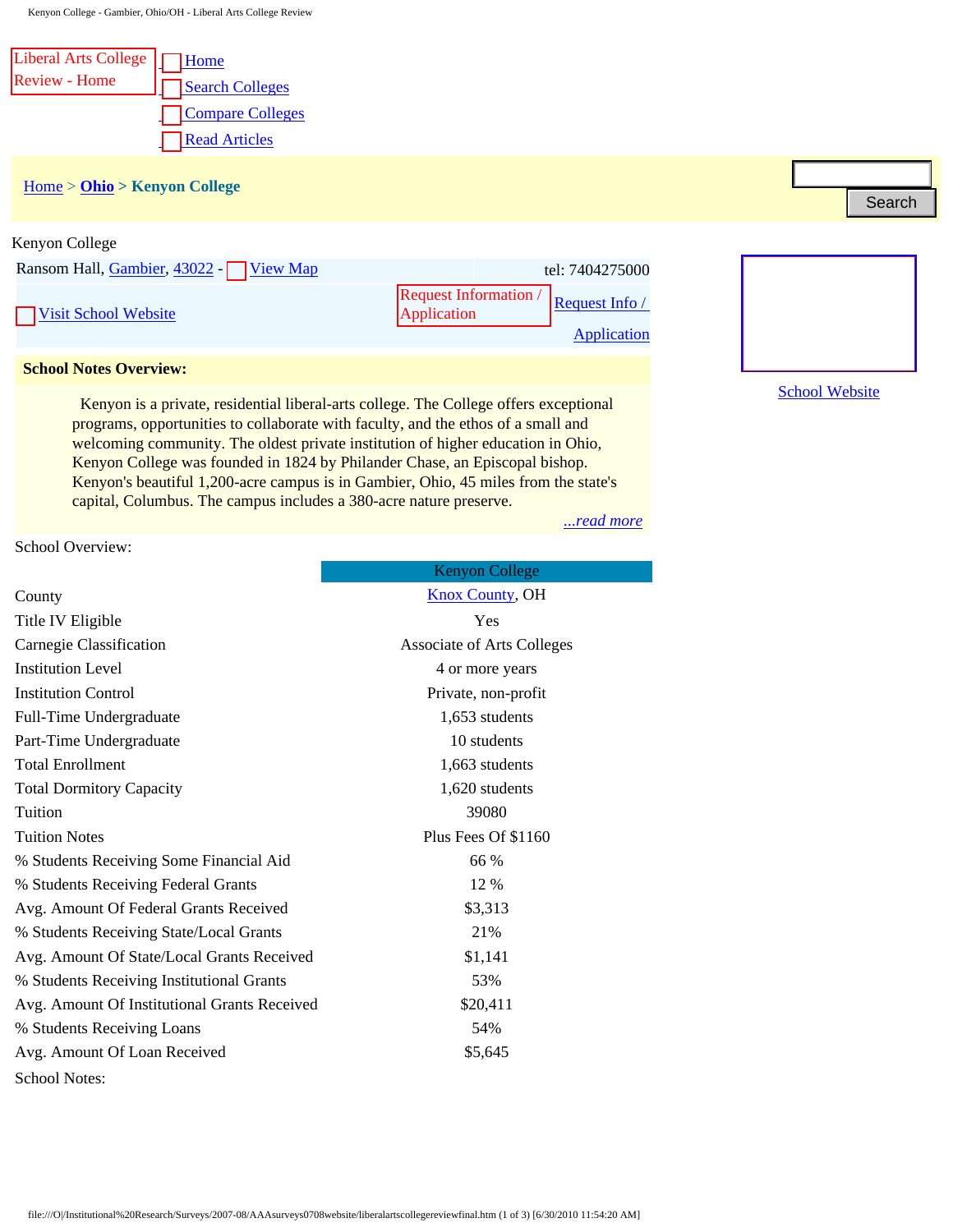Liberal Arts College Review - Home

- Home
- Search Colleges
- Compare Colleges
- Read Articles

Home > **Ohio** > **Kenyon College**

Search

Kenyon College

Ransom Hall, Gambier, 43022 - View Map | tel: 7404275000

Visit School Website

Request Information / Application | Request Info / Application

School Website

**School Notes Overview:**

Kenyon is a private, residential liberal-arts college. The College offers exceptional programs, opportunities to collaborate with faculty, and the ethos of a small and welcoming community. The oldest private institution of higher education in Ohio, Kenyon College was founded in 1824 by Philander Chase, an Episcopal bishop. Kenyon's beautiful 1,200-acre campus is in Gambier, Ohio, 45 miles from the state's capital, Columbus. The campus includes a 380-acre nature preserve.

*...read more*

School Overview:

| | Kenyon College |
|---|---|
| County | Knox County, OH |
| Title IV Eligible | Yes |
| Carnegie Classification | Associate of Arts Colleges |
| Institution Level | 4 or more years |
| Institution Control | Private, non-profit |
| Full-Time Undergraduate | 1,653 students |
| Part-Time Undergraduate | 10 students |
| Total Enrollment | 1,663 students |
| Total Dormitory Capacity | 1,620 students |
| Tuition | 39080 |
| Tuition Notes | Plus Fees Of $1160 |
| % Students Receiving Some Financial Aid | 66 % |
| % Students Receiving Federal Grants | 12 % |
| Avg. Amount Of Federal Grants Received | $3,313 |
| % Students Receiving State/Local Grants | 21% |
| Avg. Amount Of State/Local Grants Received | $1,141 |
| % Students Receiving Institutional Grants | 53% |
| Avg. Amount Of Institutional Grants Received | $20,411 |
| % Students Receiving Loans | 54% |
| Avg. Amount Of Loan Received | $5,645 |

School Notes: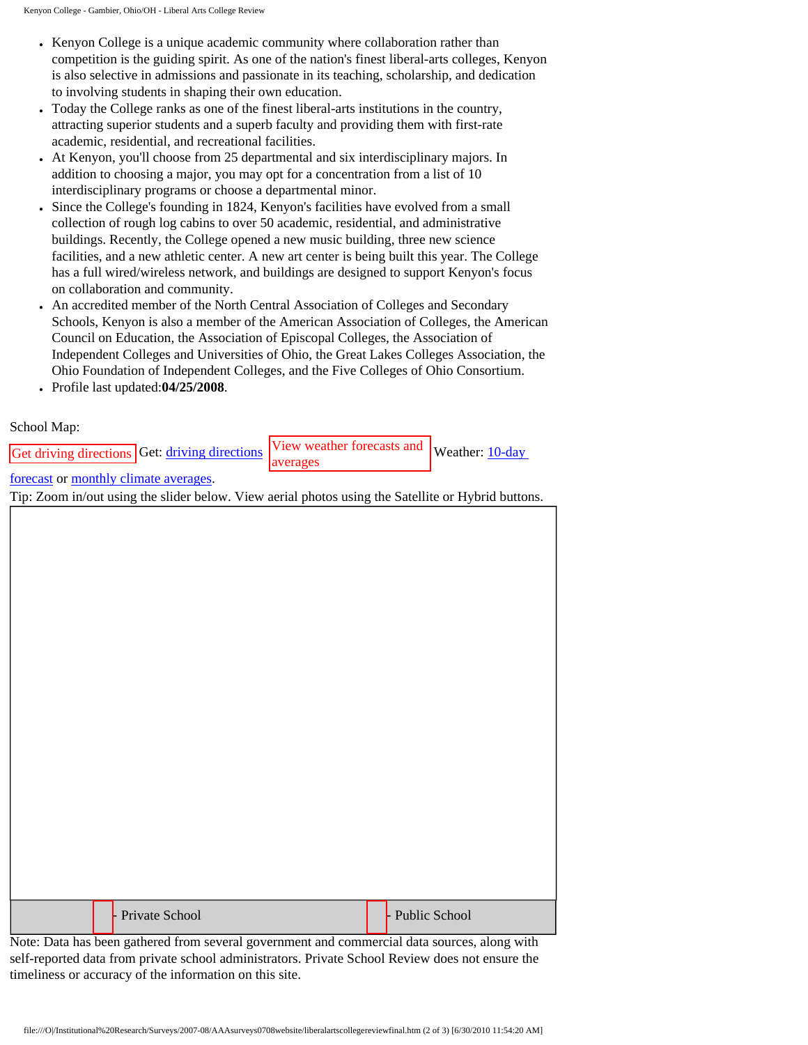- Kenyon College is a unique academic community where collaboration rather than competition is the guiding spirit. As one of the nation's finest liberal-arts colleges, Kenyon is also selective in admissions and passionate in its teaching, scholarship, and dedication to involving students in shaping their own education.
- Today the College ranks as one of the finest liberal-arts institutions in the country, attracting superior students and a superb faculty and providing them with first-rate academic, residential, and recreational facilities.
- At Kenyon, you'll choose from 25 departmental and six interdisciplinary majors. In addition to choosing a major, you may opt for a concentration from a list of 10 interdisciplinary programs or choose a departmental minor.
- Since the College's founding in 1824, Kenyon's facilities have evolved from a small collection of rough log cabins to over 50 academic, residential, and administrative buildings. Recently, the College opened a new music building, three new science facilities, and a new athletic center. A new art center is being built this year. The College has a full wired/wireless network, and buildings are designed to support Kenyon's focus on collaboration and community.
- An accredited member of the North Central Association of Colleges and Secondary Schools, Kenyon is also a member of the American Association of Colleges, the American Council on Education, the Association of Episcopal Colleges, the Association of Independent Colleges and Universities of Ohio, the Great Lakes Colleges Association, the Ohio Foundation of Independent Colleges, and the Five Colleges of Ohio Consortium.
- Profile last updated:**04/25/2008**.

School Map:

Get driving directions Get: driving directions View weather forecasts and averages Weather: 10-day forecast or monthly climate averages.

Tip: Zoom in/out using the slider below. View aerial photos using the Satellite or Hybrid buttons.

- Private School - Public School

Note: Data has been gathered from several government and commercial data sources, along with self-reported data from private school administrators. Private School Review does not ensure the timeliness or accuracy of the information on this site.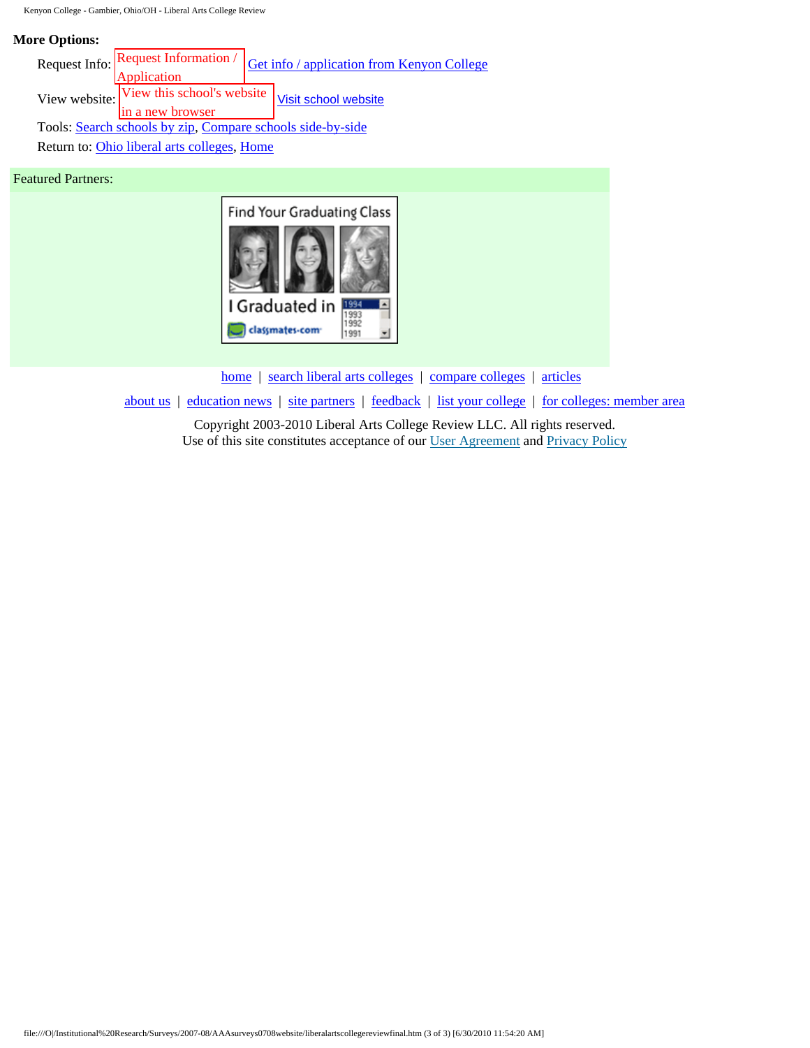**More Options:**

Request Info: Request Information / Application Get info / application from Kenyon College

View website: View this school's website in a new browser Visit school website

Tools: Search schools by zip, Compare schools side-by-side

Return to: Ohio liberal arts colleges, Home

Featured Partners:

Find Your Graduating Class

I Graduated in 1994 1993 1992 1991

classmates.com

home | search liberal arts colleges | compare colleges | articles

about us | education news | site partners | feedback | list your college | for colleges: member area

Copyright 2003-2010 Liberal Arts College Review LLC. All rights reserved.
Use of this site constitutes acceptance of our User Agreement and Privacy Policy